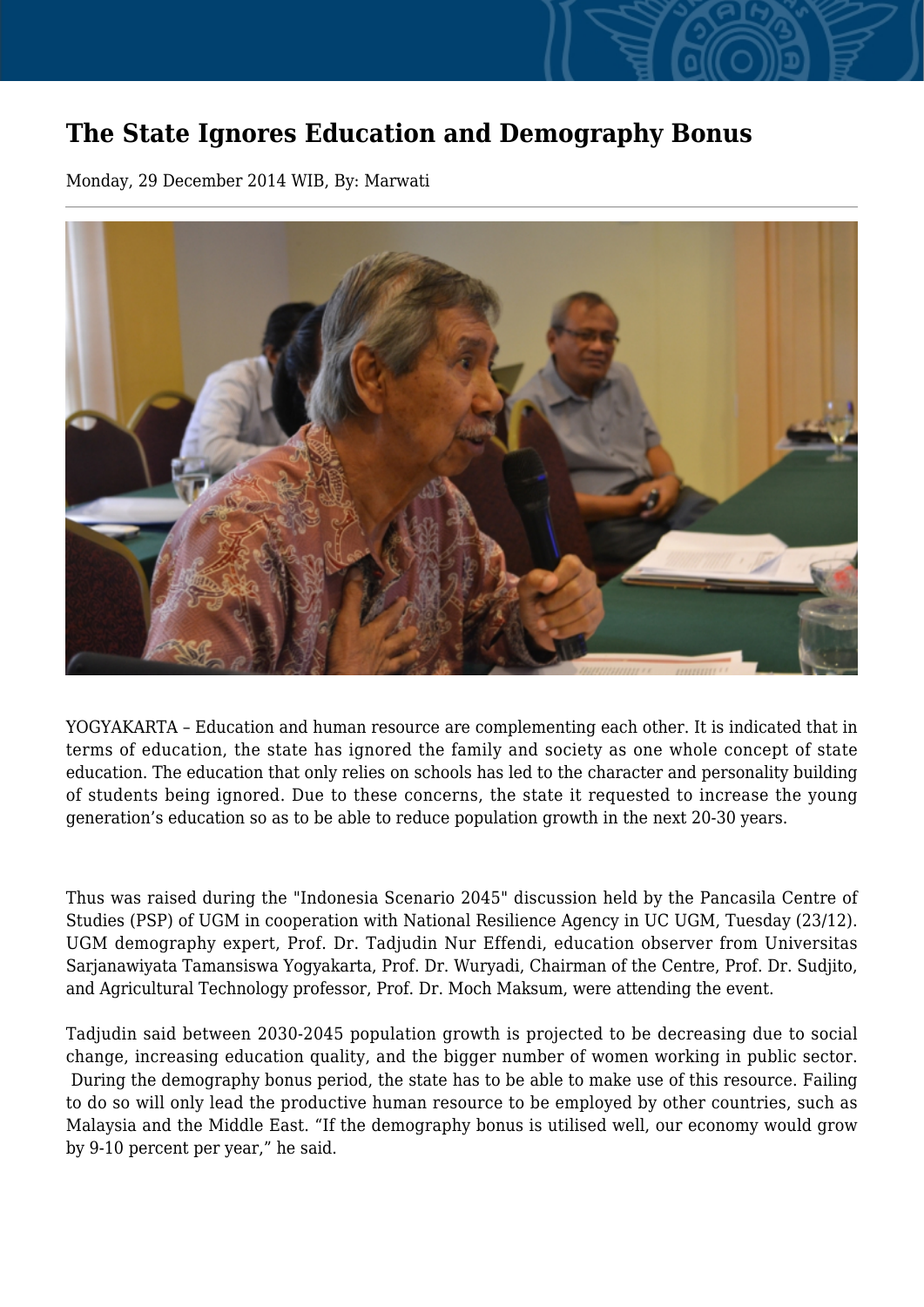# The State Ignores Education and Demography Bonus

Monday, 29 December 2014 WIB, By: Marwati

---

YOGYAKARTA – Education and human resource are complementing each other. It is indicated that in terms of education, the state has ignored the family and society as one whole concept of state education. The education that only relies on schools has led to the character and personality building of students being ignored. Due to these concerns, the state it requested to increase the young generation's education so as to be able to reduce population growth in the next 20-30 years.

Thus was raised during the "Indonesia Scenario 2045" discussion held by the Pancasila Centre of Studies (PSP) of UGM in cooperation with National Resilience Agency in UC UGM, Tuesday (23/12). UGM demography expert, Prof. Dr. Tadjudin Nur Effendi, education observer from Universitas Sarjanawiyata Tamansiswa Yogyakarta, Prof. Dr. Wuryadi, Chairman of the Centre, Prof. Dr. Sudjito, and Agricultural Technology professor, Prof. Dr. Moch Maksum, were attending the event.

Tadjudin said between 2030-2045 population growth is projected to be decreasing due to social change, increasing education quality, and the bigger number of women working in public sector. During the demography bonus period, the state has to be able to make use of this resource. Failing to do so will only lead the productive human resource to be employed by other countries, such as Malaysia and the Middle East. "If the demography bonus is utilised well, our economy would grow by 9-10 percent per year," he said.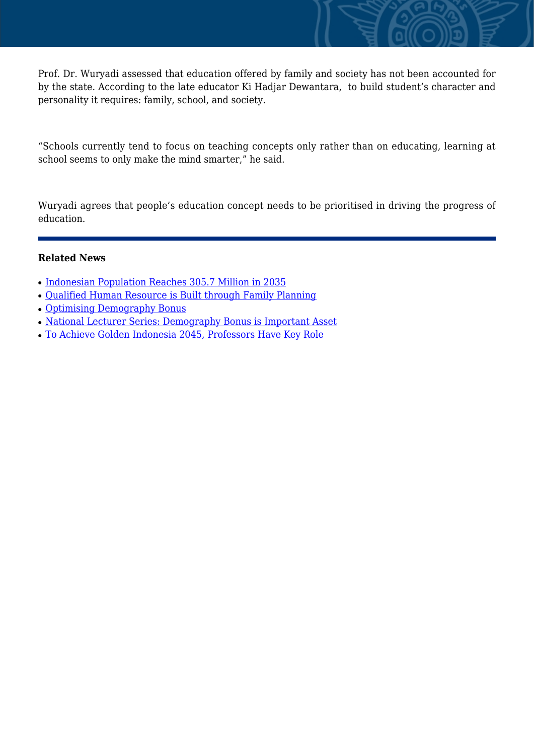Prof. Dr. Wuryadi assessed that education offered by family and society has not been accounted for by the state. According to the late educator Ki Hadjar Dewantara,  to build student's character and personality it requires: family, school, and society.

"Schools currently tend to focus on teaching concepts only rather than on educating, learning at school seems to only make the mind smarter," he said.

Wuryadi agrees that people's education concept needs to be prioritised in driving the progress of education.

---

**Related News**

- Indonesian Population Reaches 305.7 Million in 2035
- Qualified Human Resource is Built through Family Planning
- Optimising Demography Bonus
- National Lecturer Series: Demography Bonus is Important Asset
- To Achieve Golden Indonesia 2045, Professors Have Key Role